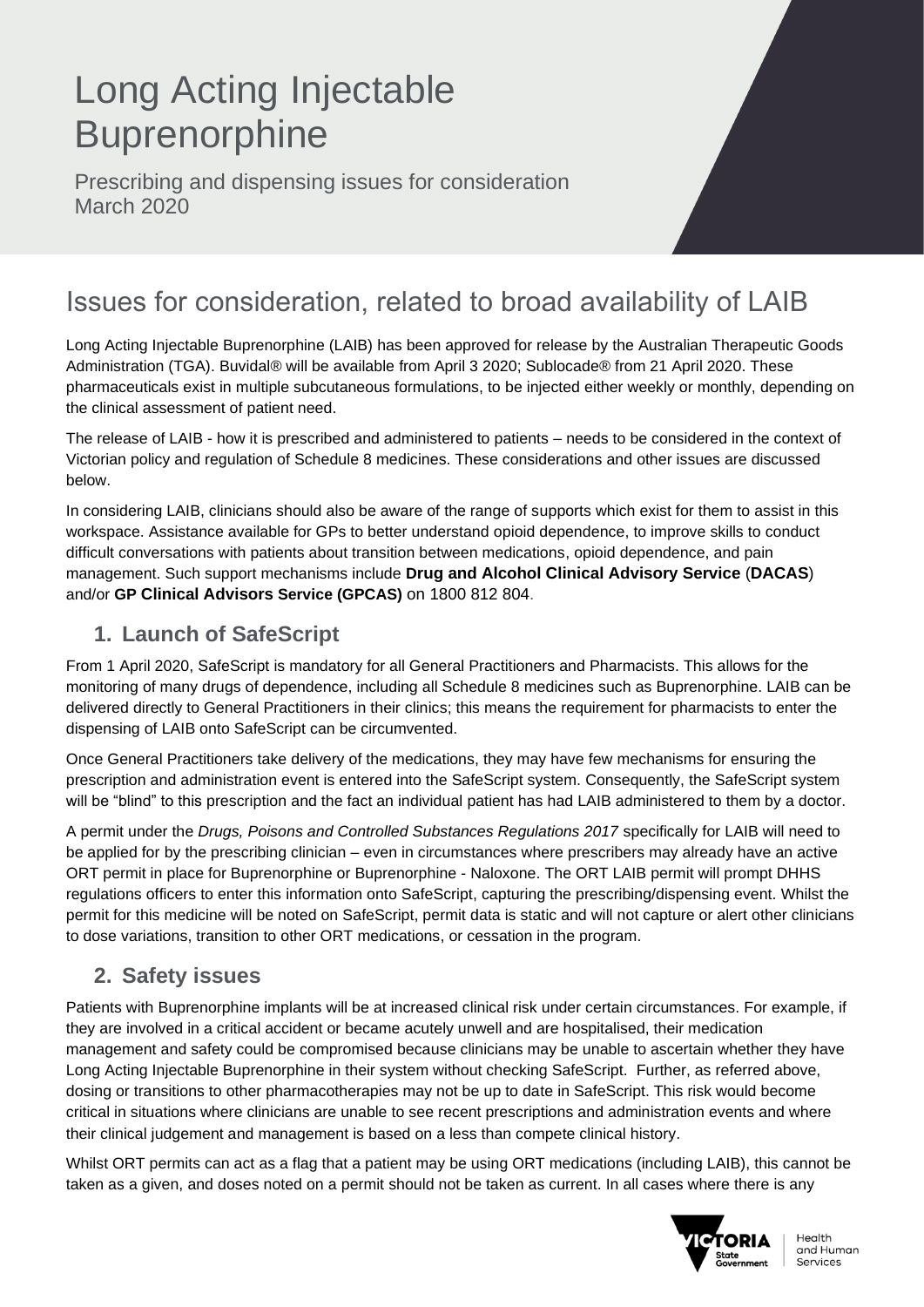# Long Acting Injectable Buprenorphine

Prescribing and dispensing issues for consideration
March 2020

## Issues for consideration, related to broad availability of LAIB

Long Acting Injectable Buprenorphine (LAIB) has been approved for release by the Australian Therapeutic Goods Administration (TGA). Buvidal® will be available from April 3 2020; Sublocade® from 21 April 2020. These pharmaceuticals exist in multiple subcutaneous formulations, to be injected either weekly or monthly, depending on the clinical assessment of patient need.

The release of LAIB - how it is prescribed and administered to patients – needs to be considered in the context of Victorian policy and regulation of Schedule 8 medicines. These considerations and other issues are discussed below.

In considering LAIB, clinicians should also be aware of the range of supports which exist for them to assist in this workspace. Assistance available for GPs to better understand opioid dependence, to improve skills to conduct difficult conversations with patients about transition between medications, opioid dependence, and pain management. Such support mechanisms include **Drug and Alcohol Clinical Advisory Service** (**DACAS**) and/or **GP Clinical Advisors Service (GPCAS)** on 1800 812 804.

### 1. Launch of SafeScript

From 1 April 2020, SafeScript is mandatory for all General Practitioners and Pharmacists. This allows for the monitoring of many drugs of dependence, including all Schedule 8 medicines such as Buprenorphine. LAIB can be delivered directly to General Practitioners in their clinics; this means the requirement for pharmacists to enter the dispensing of LAIB onto SafeScript can be circumvented.

Once General Practitioners take delivery of the medications, they may have few mechanisms for ensuring the prescription and administration event is entered into the SafeScript system. Consequently, the SafeScript system will be "blind" to this prescription and the fact an individual patient has had LAIB administered to them by a doctor.

A permit under the *Drugs, Poisons and Controlled Substances Regulations 2017* specifically for LAIB will need to be applied for by the prescribing clinician – even in circumstances where prescribers may already have an active ORT permit in place for Buprenorphine or Buprenorphine - Naloxone. The ORT LAIB permit will prompt DHHS regulations officers to enter this information onto SafeScript, capturing the prescribing/dispensing event. Whilst the permit for this medicine will be noted on SafeScript, permit data is static and will not capture or alert other clinicians to dose variations, transition to other ORT medications, or cessation in the program.

### 2. Safety issues

Patients with Buprenorphine implants will be at increased clinical risk under certain circumstances. For example, if they are involved in a critical accident or became acutely unwell and are hospitalised, their medication management and safety could be compromised because clinicians may be unable to ascertain whether they have Long Acting Injectable Buprenorphine in their system without checking SafeScript. Further, as referred above, dosing or transitions to other pharmacotherapies may not be up to date in SafeScript. This risk would become critical in situations where clinicians are unable to see recent prescriptions and administration events and where their clinical judgement and management is based on a less than compete clinical history.

Whilst ORT permits can act as a flag that a patient may be using ORT medications (including LAIB), this cannot be taken as a given, and doses noted on a permit should not be taken as current. In all cases where there is any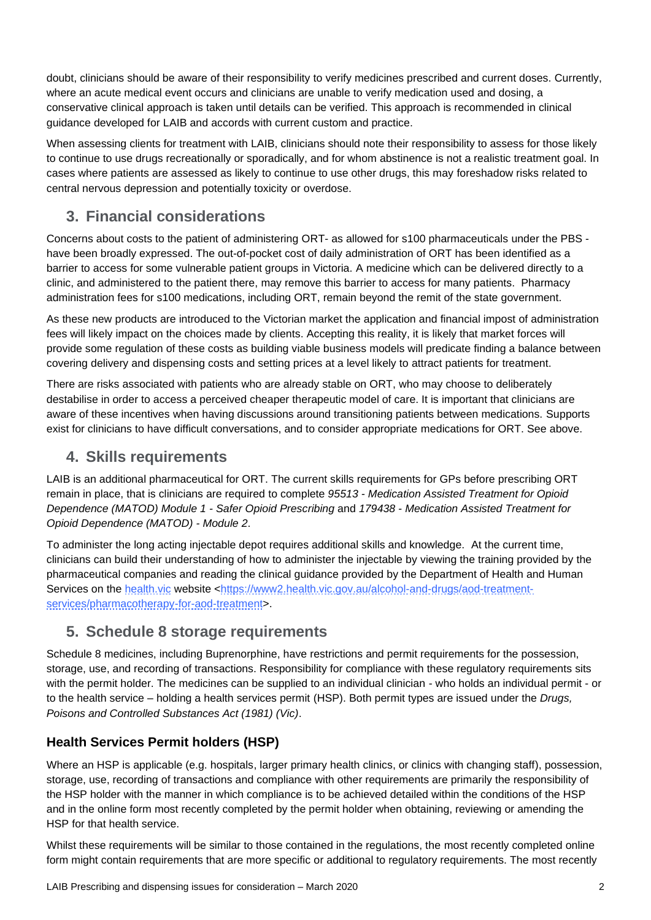doubt, clinicians should be aware of their responsibility to verify medicines prescribed and current doses. Currently, where an acute medical event occurs and clinicians are unable to verify medication used and dosing, a conservative clinical approach is taken until details can be verified. This approach is recommended in clinical guidance developed for LAIB and accords with current custom and practice.

When assessing clients for treatment with LAIB, clinicians should note their responsibility to assess for those likely to continue to use drugs recreationally or sporadically, and for whom abstinence is not a realistic treatment goal. In cases where patients are assessed as likely to continue to use other drugs, this may foreshadow risks related to central nervous depression and potentially toxicity or overdose.

## 3. Financial considerations

Concerns about costs to the patient of administering ORT- as allowed for s100 pharmaceuticals under the PBS - have been broadly expressed. The out-of-pocket cost of daily administration of ORT has been identified as a barrier to access for some vulnerable patient groups in Victoria. A medicine which can be delivered directly to a clinic, and administered to the patient there, may remove this barrier to access for many patients. Pharmacy administration fees for s100 medications, including ORT, remain beyond the remit of the state government.

As these new products are introduced to the Victorian market the application and financial impost of administration fees will likely impact on the choices made by clients. Accepting this reality, it is likely that market forces will provide some regulation of these costs as building viable business models will predicate finding a balance between covering delivery and dispensing costs and setting prices at a level likely to attract patients for treatment.

There are risks associated with patients who are already stable on ORT, who may choose to deliberately destabilise in order to access a perceived cheaper therapeutic model of care. It is important that clinicians are aware of these incentives when having discussions around transitioning patients between medications. Supports exist for clinicians to have difficult conversations, and to consider appropriate medications for ORT. See above.

## 4. Skills requirements

LAIB is an additional pharmaceutical for ORT. The current skills requirements for GPs before prescribing ORT remain in place, that is clinicians are required to complete *95513 - Medication Assisted Treatment for Opioid Dependence (MATOD) Module 1 - Safer Opioid Prescribing* and *179438 - Medication Assisted Treatment for Opioid Dependence (MATOD) - Module 2*.

To administer the long acting injectable depot requires additional skills and knowledge. At the current time, clinicians can build their understanding of how to administer the injectable by viewing the training provided by the pharmaceutical companies and reading the clinical guidance provided by the Department of Health and Human Services on the health.vic website <https://www2.health.vic.gov.au/alcohol-and-drugs/aod-treatment-services/pharmacotherapy-for-aod-treatment>.

## 5. Schedule 8 storage requirements

Schedule 8 medicines, including Buprenorphine, have restrictions and permit requirements for the possession, storage, use, and recording of transactions. Responsibility for compliance with these regulatory requirements sits with the permit holder. The medicines can be supplied to an individual clinician - who holds an individual permit - or to the health service – holding a health services permit (HSP). Both permit types are issued under the *Drugs, Poisons and Controlled Substances Act (1981) (Vic)*.

### Health Services Permit holders (HSP)

Where an HSP is applicable (e.g. hospitals, larger primary health clinics, or clinics with changing staff), possession, storage, use, recording of transactions and compliance with other requirements are primarily the responsibility of the HSP holder with the manner in which compliance is to be achieved detailed within the conditions of the HSP and in the online form most recently completed by the permit holder when obtaining, reviewing or amending the HSP for that health service.

Whilst these requirements will be similar to those contained in the regulations, the most recently completed online form might contain requirements that are more specific or additional to regulatory requirements. The most recently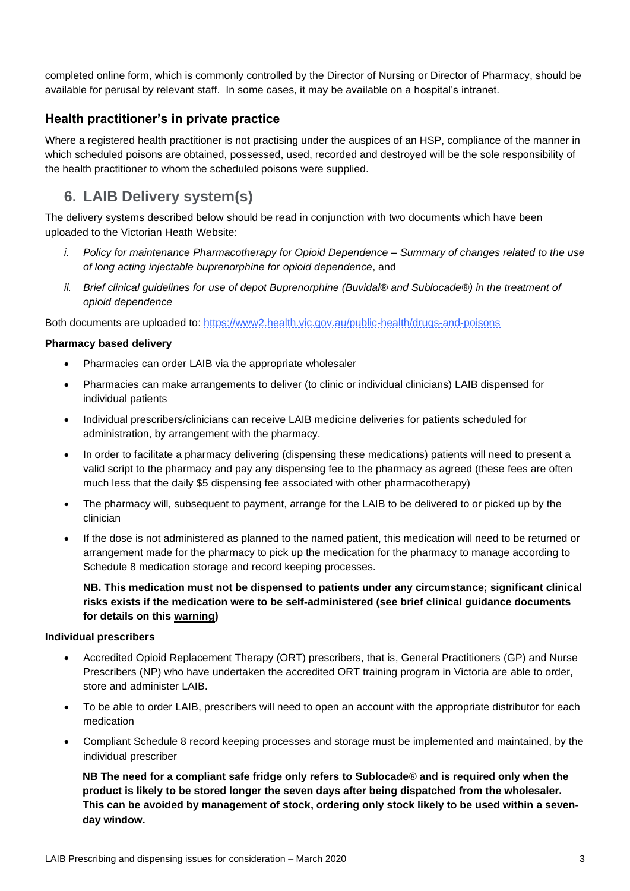completed online form, which is commonly controlled by the Director of Nursing or Director of Pharmacy, should be available for perusal by relevant staff. In some cases, it may be available on a hospital's intranet.

### Health practitioner's in private practice

Where a registered health practitioner is not practising under the auspices of an HSP, compliance of the manner in which scheduled poisons are obtained, possessed, used, recorded and destroyed will be the sole responsibility of the health practitioner to whom the scheduled poisons were supplied.

## 6. LAIB Delivery system(s)

The delivery systems described below should be read in conjunction with two documents which have been uploaded to the Victorian Heath Website:

i. *Policy for maintenance Pharmacotherapy for Opioid Dependence – Summary of changes related to the use of long acting injectable buprenorphine for opioid dependence*, and

ii. *Brief clinical guidelines for use of depot Buprenorphine (Buvidal® and Sublocade®) in the treatment of opioid dependence*

Both documents are uploaded to: https://www2.health.vic.gov.au/public-health/drugs-and-poisons

**Pharmacy based delivery**

- Pharmacies can order LAIB via the appropriate wholesaler
- Pharmacies can make arrangements to deliver (to clinic or individual clinicians) LAIB dispensed for individual patients
- Individual prescribers/clinicians can receive LAIB medicine deliveries for patients scheduled for administration, by arrangement with the pharmacy.
- In order to facilitate a pharmacy delivering (dispensing these medications) patients will need to present a valid script to the pharmacy and pay any dispensing fee to the pharmacy as agreed (these fees are often much less that the daily $5 dispensing fee associated with other pharmacotherapy)
- The pharmacy will, subsequent to payment, arrange for the LAIB to be delivered to or picked up by the clinician
- If the dose is not administered as planned to the named patient, this medication will need to be returned or arrangement made for the pharmacy to pick up the medication for the pharmacy to manage according to Schedule 8 medication storage and record keeping processes.

  **NB. This medication must not be dispensed to patients under any circumstance; significant clinical risks exists if the medication were to be self-administered (see brief clinical guidance documents for details on this warning)**

**Individual prescribers**

- Accredited Opioid Replacement Therapy (ORT) prescribers, that is, General Practitioners (GP) and Nurse Prescribers (NP) who have undertaken the accredited ORT training program in Victoria are able to order, store and administer LAIB.
- To be able to order LAIB, prescribers will need to open an account with the appropriate distributor for each medication
- Compliant Schedule 8 record keeping processes and storage must be implemented and maintained, by the individual prescriber

  **NB The need for a compliant safe fridge only refers to Sublocade® and is required only when the product is likely to be stored longer the seven days after being dispatched from the wholesaler. This can be avoided by management of stock, ordering only stock likely to be used within a seven-day window.**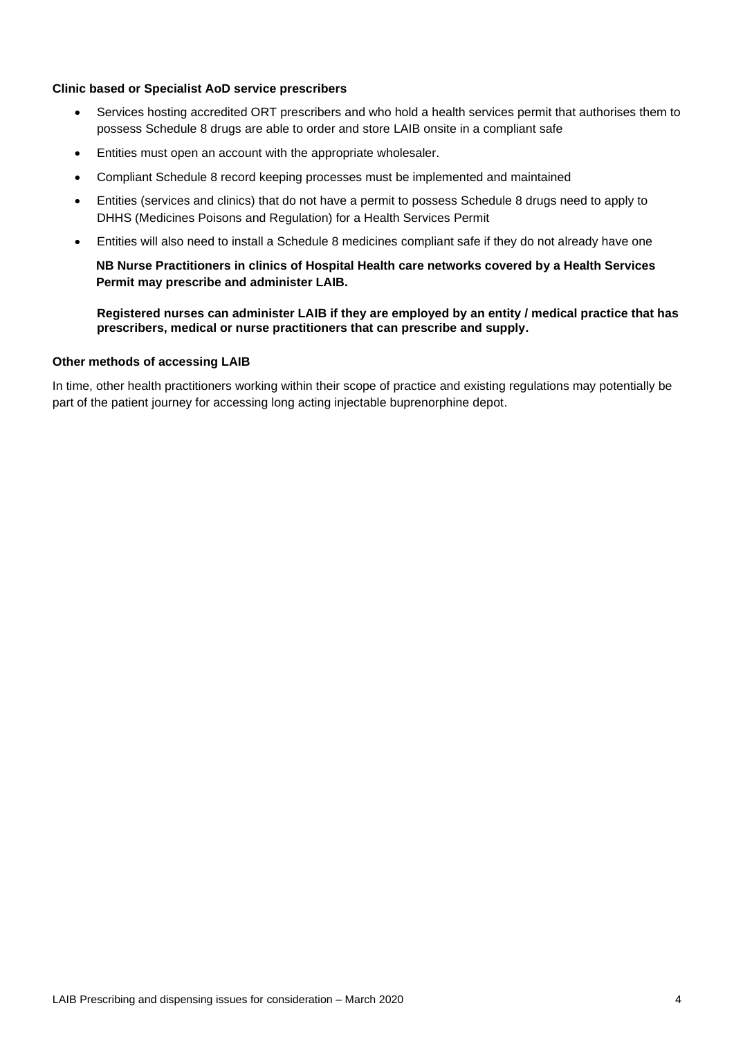**Clinic based or Specialist AoD service prescribers**

- Services hosting accredited ORT prescribers and who hold a health services permit that authorises them to possess Schedule 8 drugs are able to order and store LAIB onsite in a compliant safe
- Entities must open an account with the appropriate wholesaler.
- Compliant Schedule 8 record keeping processes must be implemented and maintained
- Entities (services and clinics) that do not have a permit to possess Schedule 8 drugs need to apply to DHHS (Medicines Poisons and Regulation) for a Health Services Permit
- Entities will also need to install a Schedule 8 medicines compliant safe if they do not already have one

**NB Nurse Practitioners in clinics of Hospital Health care networks covered by a Health Services Permit may prescribe and administer LAIB.**

**Registered nurses can administer LAIB if they are employed by an entity / medical practice that has prescribers, medical or nurse practitioners that can prescribe and supply.**

**Other methods of accessing LAIB**

In time, other health practitioners working within their scope of practice and existing regulations may potentially be part of the patient journey for accessing long acting injectable buprenorphine depot.